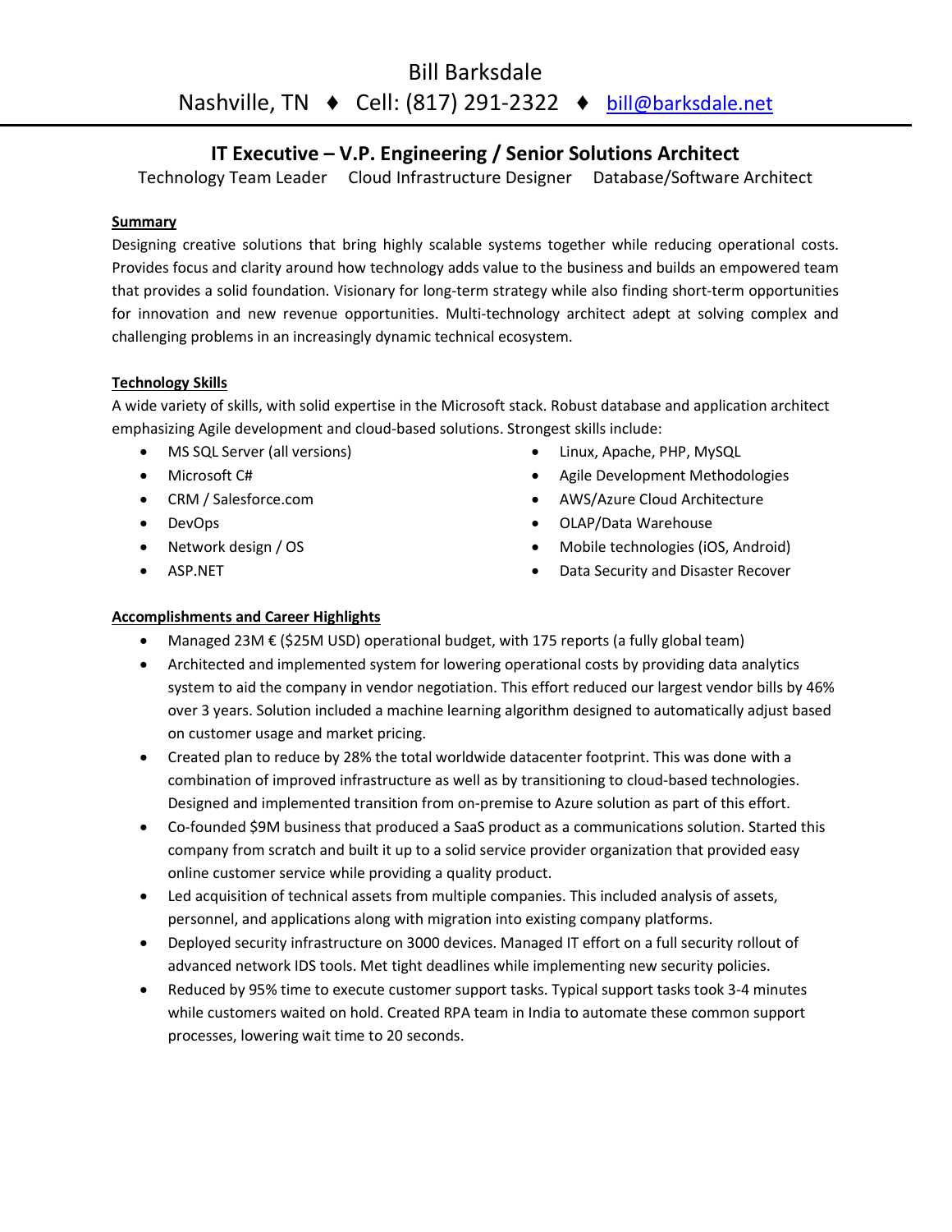# Bill Barksdale

Nashville, TN ♦ Cell: (817) 291-2322 ♦ bill@barksdale.net

## IT Executive – V.P. Engineering / Senior Solutions Architect

Technology Team Leader  Cloud Infrastructure Designer  Database/Software Architect

### Summary

Designing creative solutions that bring highly scalable systems together while reducing operational costs. Provides focus and clarity around how technology adds value to the business and builds an empowered team that provides a solid foundation. Visionary for long-term strategy while also finding short-term opportunities for innovation and new revenue opportunities. Multi-technology architect adept at solving complex and challenging problems in an increasingly dynamic technical ecosystem.

### Technology Skills

A wide variety of skills, with solid expertise in the Microsoft stack. Robust database and application architect emphasizing Agile development and cloud-based solutions. Strongest skills include:

- MS SQL Server (all versions)
- Microsoft C#
- CRM / Salesforce.com
- DevOps
- Network design / OS
- ASP.NET
- Linux, Apache, PHP, MySQL
- Agile Development Methodologies
- AWS/Azure Cloud Architecture
- OLAP/Data Warehouse
- Mobile technologies (iOS, Android)
- Data Security and Disaster Recover

### Accomplishments and Career Highlights

- Managed 23M € ($25M USD) operational budget, with 175 reports (a fully global team)
- Architected and implemented system for lowering operational costs by providing data analytics system to aid the company in vendor negotiation. This effort reduced our largest vendor bills by 46% over 3 years. Solution included a machine learning algorithm designed to automatically adjust based on customer usage and market pricing.
- Created plan to reduce by 28% the total worldwide datacenter footprint. This was done with a combination of improved infrastructure as well as by transitioning to cloud-based technologies. Designed and implemented transition from on-premise to Azure solution as part of this effort.
- Co-founded $9M business that produced a SaaS product as a communications solution. Started this company from scratch and built it up to a solid service provider organization that provided easy online customer service while providing a quality product.
- Led acquisition of technical assets from multiple companies. This included analysis of assets, personnel, and applications along with migration into existing company platforms.
- Deployed security infrastructure on 3000 devices. Managed IT effort on a full security rollout of advanced network IDS tools. Met tight deadlines while implementing new security policies.
- Reduced by 95% time to execute customer support tasks. Typical support tasks took 3-4 minutes while customers waited on hold. Created RPA team in India to automate these common support processes, lowering wait time to 20 seconds.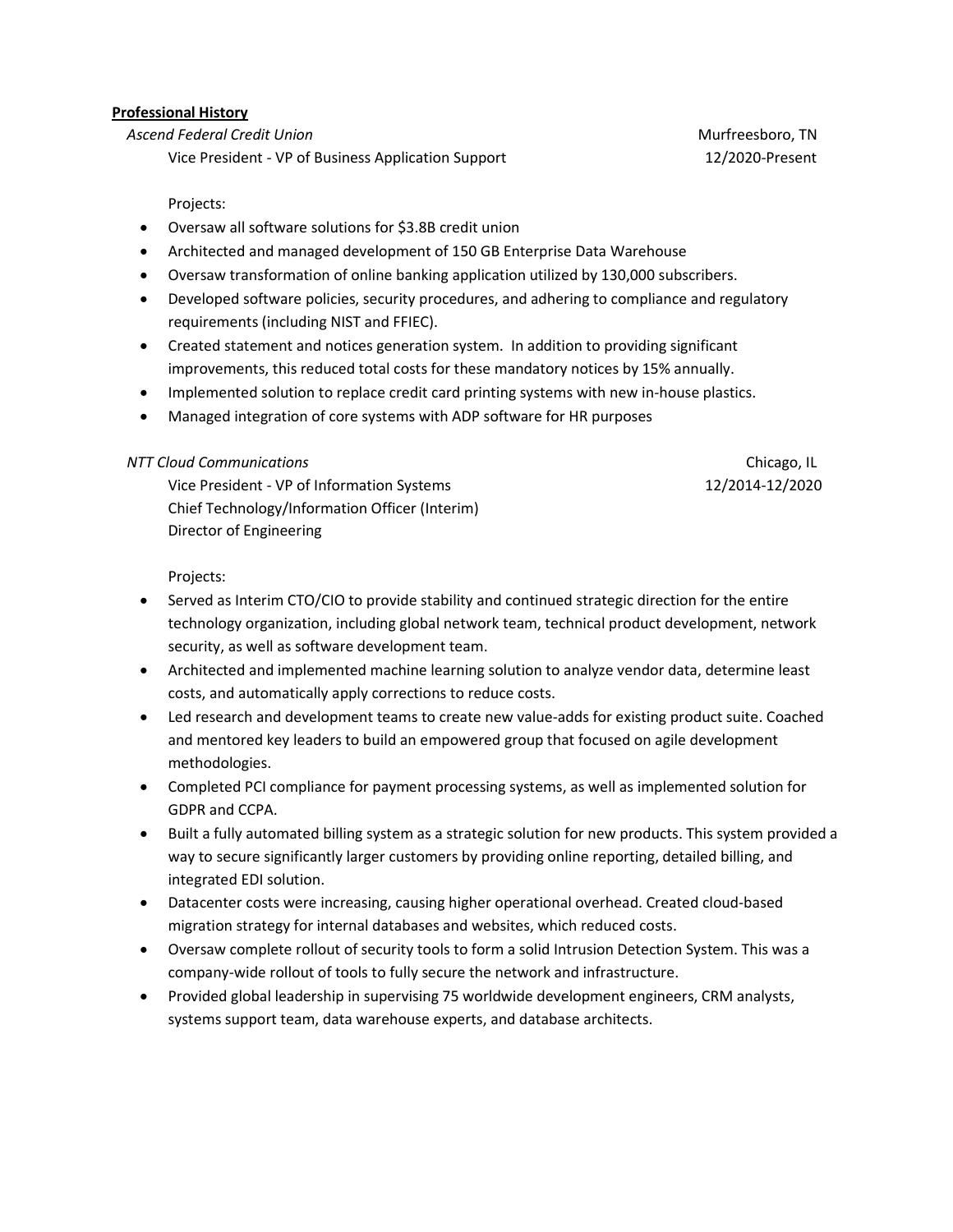## Professional History

*Ascend Federal Credit Union* — Murfreesboro, TN

Vice President - VP of Business Application Support — 12/2020-Present

Projects:

- Oversaw all software solutions for $3.8B credit union
- Architected and managed development of 150 GB Enterprise Data Warehouse
- Oversaw transformation of online banking application utilized by 130,000 subscribers.
- Developed software policies, security procedures, and adhering to compliance and regulatory requirements (including NIST and FFIEC).
- Created statement and notices generation system. In addition to providing significant improvements, this reduced total costs for these mandatory notices by 15% annually.
- Implemented solution to replace credit card printing systems with new in-house plastics.
- Managed integration of core systems with ADP software for HR purposes

*NTT Cloud Communications* — Chicago, IL

Vice President - VP of Information Systems — 12/2014-12/2020
Chief Technology/Information Officer (Interim)
Director of Engineering

Projects:

- Served as Interim CTO/CIO to provide stability and continued strategic direction for the entire technology organization, including global network team, technical product development, network security, as well as software development team.
- Architected and implemented machine learning solution to analyze vendor data, determine least costs, and automatically apply corrections to reduce costs.
- Led research and development teams to create new value-adds for existing product suite. Coached and mentored key leaders to build an empowered group that focused on agile development methodologies.
- Completed PCI compliance for payment processing systems, as well as implemented solution for GDPR and CCPA.
- Built a fully automated billing system as a strategic solution for new products. This system provided a way to secure significantly larger customers by providing online reporting, detailed billing, and integrated EDI solution.
- Datacenter costs were increasing, causing higher operational overhead. Created cloud-based migration strategy for internal databases and websites, which reduced costs.
- Oversaw complete rollout of security tools to form a solid Intrusion Detection System. This was a company-wide rollout of tools to fully secure the network and infrastructure.
- Provided global leadership in supervising 75 worldwide development engineers, CRM analysts, systems support team, data warehouse experts, and database architects.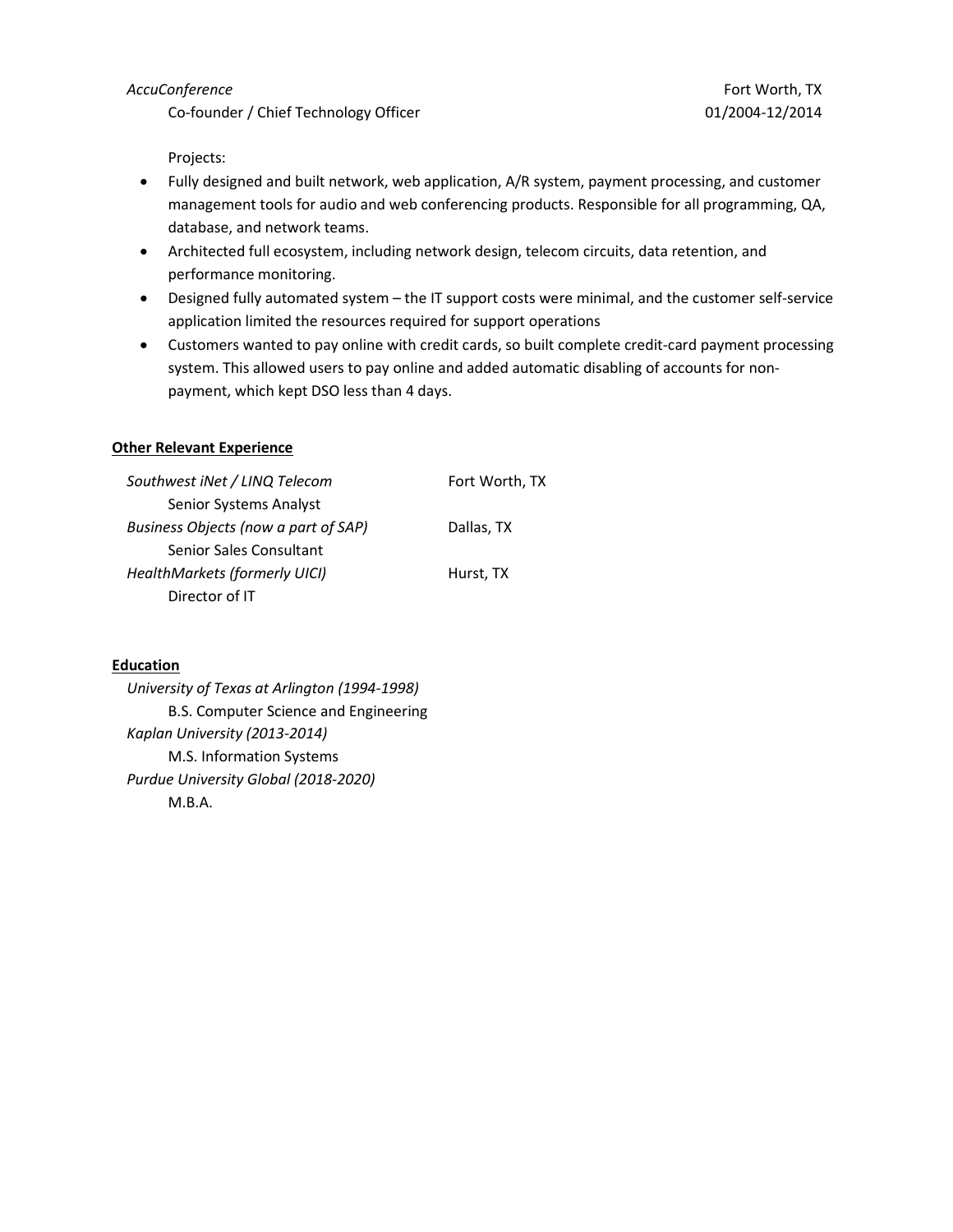*AccuConference* Fort Worth, TX

Co-founder / Chief Technology Officer 01/2004-12/2014

Projects:

- Fully designed and built network, web application, A/R system, payment processing, and customer management tools for audio and web conferencing products. Responsible for all programming, QA, database, and network teams.
- Architected full ecosystem, including network design, telecom circuits, data retention, and performance monitoring.
- Designed fully automated system – the IT support costs were minimal, and the customer self-service application limited the resources required for support operations
- Customers wanted to pay online with credit cards, so built complete credit-card payment processing system. This allowed users to pay online and added automatic disabling of accounts for non-payment, which kept DSO less than 4 days.

**Other Relevant Experience**

*Southwest iNet / LINQ Telecom* Fort Worth, TX

Senior Systems Analyst

*Business Objects (now a part of SAP)* Dallas, TX

Senior Sales Consultant

*HealthMarkets (formerly UICI)* Hurst, TX

Director of IT

**Education**

*University of Texas at Arlington (1994-1998)*

B.S. Computer Science and Engineering

*Kaplan University (2013-2014)*

M.S. Information Systems

*Purdue University Global (2018-2020)*

M.B.A.